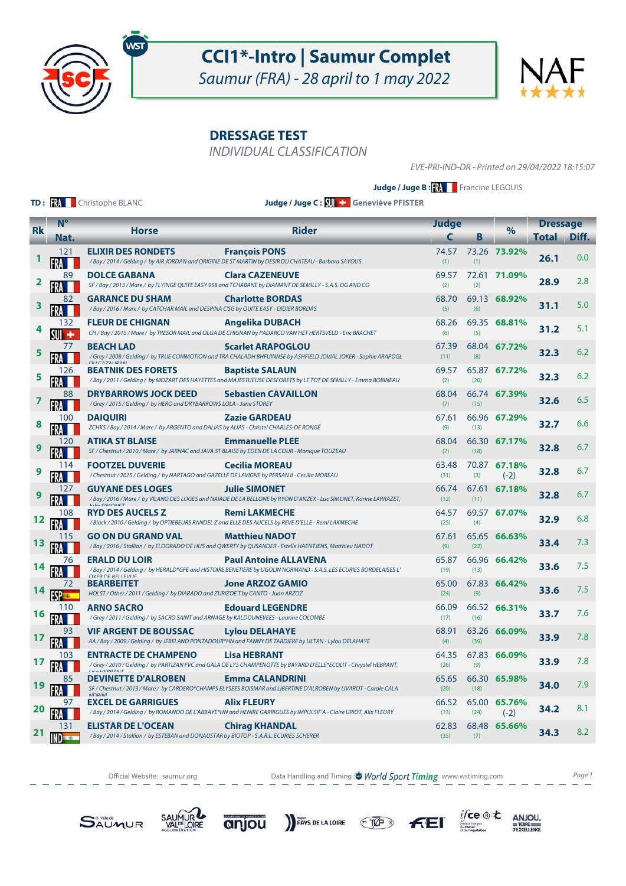# CCI1*-Intro | Saumur Complet

*Saumur (FRA) - 28 april to 1 may 2022*

## DRESSAGE TEST

*INDIVIDUAL CLASSIFICATION*

*EVE-PRI-IND-DR - Printed on 29/04/2022 18:15:07*

**Judge / Juge B :** FRA Francine LEGOUIS

**TD :** FRA Christophe BLANC

**Judge / Juge C :** SUI Geneviève PFISTER

| Rk | N° Nat. | Horse | Rider | Judge C | Judge B | % | Dressage Total | Dressage Diff. |
|---|---|---|---|---|---|---|---|---|
| 1 | 121 FRA | **ELIXIR DES RONDETS** / Bay / 2014 / Gelding / by AIR JORDAN and ORIGINE DE ST MARTIN by DESIR DU CHATEAU - Barbara SAYOUS | **François PONS** | 74.57 (1) | 73.26 (1) | **73.92%** | **26.1** | 0.0 |
| 2 | 89 FRA | **DOLCE GABANA** SF / Bay / 2013 / Mare / by FLYINGE QUITE EASY 958 and TCHABANE by DIAMANT DE SEMILLY - S.A.S. DG AND CO | **Clara CAZENEUVE** | 69.57 (2) | 72.61 (2) | **71.09%** | **28.9** | 2.8 |
| 3 | 82 FRA | **GARANCE DU SHAM** / Bay / 2016 / Mare / by CATCHAR MAIL and DESPINA C'SG by QUITE EASY - DIDIER BORDAS | **Charlotte BORDAS** | 68.70 (5) | 69.13 (6) | **68.92%** | **31.1** | 5.0 |
| 4 | 132 SUI | **FLEUR DE CHIGNAN** CH / Bay / 2015 / Mare / by TRESOR MAIL and OLGA DE CHIGNAN by PADARCO VAN HET HERTSVELD - Eric BRACHET | **Angelika DUBACH** | 68.26 (6) | 69.35 (5) | **68.81%** | **31.2** | 5.1 |
| 5 | 77 FRA | **BEACH LAD** / Grey / 2008 / Gelding / by TRUE COMMOTION and TRA CHALADH BHFUINNSE by ASHFIELD JOVIAL JOKER - Sophie ARAPOGLOU CAZALIRAN | **Scarlet ARAPOGLOU** | 67.39 (11) | 68.04 (8) | **67.72%** | **32.3** | 6.2 |
| 5 | 126 FRA | **BEATNIK DES FORETS** / Bay / 2011 / Gelding / by MOZART DES HAYETTES and MAJESTUEUSE DESFORETS by LE TOT DE SEMILLY - Emma BOBINEAU | **Baptiste SALAUN** | 69.57 (2) | 65.87 (20) | **67.72%** | **32.3** | 6.2 |
| 7 | 88 FRA | **DRYBARROWS JOCK DEED** / Grey / 2015 / Gelding / by HERO and DRYBARROWS LOLA - Jane STOREY | **Sebastien CAVAILLON** | 68.04 (7) | 66.74 (15) | **67.39%** | **32.6** | 6.5 |
| 8 | 100 FRA | **DAIQUIRI** ZCHKS / Bay / 2014 / Mare / by ARGENTO and DALIAS by ALIAS - Christel CHARLES-DE RONGÉ | **Zazie GARDEAU** | 67.61 (9) | 66.96 (13) | **67.29%** | **32.7** | 6.6 |
| 9 | 120 FRA | **ATIKA ST BLAISE** SF / Chestnut / 2010 / Mare / by JARNAC and JAVA ST BLAISE by EDEN DE LA COUR - Monique TOUZEAU | **Emmanuelle PLEE** | 68.04 (7) | 66.30 (18) | **67.17%** | **32.8** | 6.7 |
| 9 | 114 FRA | **FOOTZEL DUVERIE** / Chestnut / 2015 / Gelding / by NARTAGO and GAZELLE DE LAVIGNE by PERSAN II - Cecilia MOREAU | **Cecilia MOREAU** | 63.48 (31) | 70.87 (3) | **67.18%** (-2) | **32.8** | 6.7 |
| 9 | 127 FRA | **GUYANE DES LOGES** / Bay / 2016 / Mare / by VILANO DES LOGES and NAIADE DE LA BELLONE by RYON D'ANZEX - Luc SIMONET, Karine LARRAZET, Julie SIMONET | **Julie SIMONET** | 66.74 (12) | 67.61 (11) | **67.18%** | **32.8** | 6.7 |
| 12 | 108 FRA | **RYD DES AUCELS Z** / Black / 2010 / Gelding / by OPTIEBEURS RANDEL Z and ELLE DES AUCELS by REVE D'ELLE - Remi LAKMECHE | **Remi LAKMECHE** | 64.57 (25) | 69.57 (4) | **67.07%** | **32.9** | 6.8 |
| 13 | 115 FRA | **GO ON DU GRAND VAL** / Bay / 2016 / Stallion / by ELDORADO DE HUS and QWERTY by QUSANDER - Estelle HAENTJENS, Matthieu NADOT | **Matthieu NADOT** | 67.61 (9) | 65.65 (22) | **66.63%** | **33.4** | 7.3 |
| 14 | 76 FRA | **ERALD DU LOIR** / Bay / 2014 / Gelding / by HERALD*GFE and HISTOIRE BENETIERE by UGOLIN NORMAND - S.A.S. LES ECURIES BORDELAISES L'OXER DE BELLEVUE | **Paul Antoine ALLAVENA** | 65.87 (19) | 66.96 (13) | **66.42%** | **33.6** | 7.5 |
| 14 | 72 ESP | **BEARBEITET** HOLST / Other / 2011 / Gelding / by DIARADO and ZURIZOE T by CANTO - Juan ARZOZ | **Jone ARZOZ GAMIO** | 65.00 (24) | 67.83 (9) | **66.42%** | **33.6** | 7.5 |
| 16 | 110 FRA | **ARNO SACRO** / Grey / 2011 / Gelding / by SACRO SAINT and ARNAGE by KALDOUNEVEES - Laurine COLOMBE | **Edouard LEGENDRE** | 66.09 (17) | 66.52 (16) | **66.31%** | **33.7** | 7.6 |
| 17 | 93 FRA | **VIF ARGENT DE BOUSSAC** AA / Bay / 2009 / Gelding / by JEBELAND PONTADOUR*HN and FANNY DE TARDIERE by ULTAN - Lylou DELAHAYE | **Lylou DELAHAYE** | 68.91 (4) | 63.26 (39) | **66.09%** | **33.9** | 7.8 |
| 17 | 103 FRA | **ENTRACTE DE CHAMPENO** / Grey / 2010 / Gelding / by PARTIZAN FVC and GALA DE LYS CHAMPENOTTE by BAYARD D'ELLE*ECOLIT - Chrystel HEBRANT, Lisa HEBRANT | **Lisa HEBRANT** | 64.35 (26) | 67.83 (9) | **66.09%** | **33.9** | 7.8 |
| 19 | 85 FRA | **DEVINETTE D'ALROBEN** SF / Chestnut / 2013 / Mare / by CARDERO*CHAMPS ELYSEES BOISMAR and LIBERTINE D'ALROBEN by LIVAROT - Carole CALANDRINI | **Emma CALANDRINI** | 65.65 (20) | 66.30 (18) | **65.98%** | **34.0** | 7.9 |
| 20 | 97 FRA | **EXCEL DE GARRIGUES** / Bay / 2014 / Gelding / by ROMANDO DE L'ABBAYE*HN and HENIRE GARRIGUES by IMPULSIF A - Claire URIOT, Alix FLEURY | **Alix FLEURY** | 66.52 (13) | 65.00 (24) | **65.76%** (-2) | **34.2** | 8.1 |
| 21 | 131 IND | **ELISTAR DE L'OCEAN** / Bay / 2014 / Stallion / by ESTEBAN and DONAUSTAR by BIOTOP - S.A.R.L. ECURIES SCHERER | **Chirag KHANDAL** | 62.83 (35) | 68.48 (7) | **65.66%** | **34.3** | 8.2 |

Official Website: saumur.org

Data Handling and Timing : World Sport Timing www.wstiming.com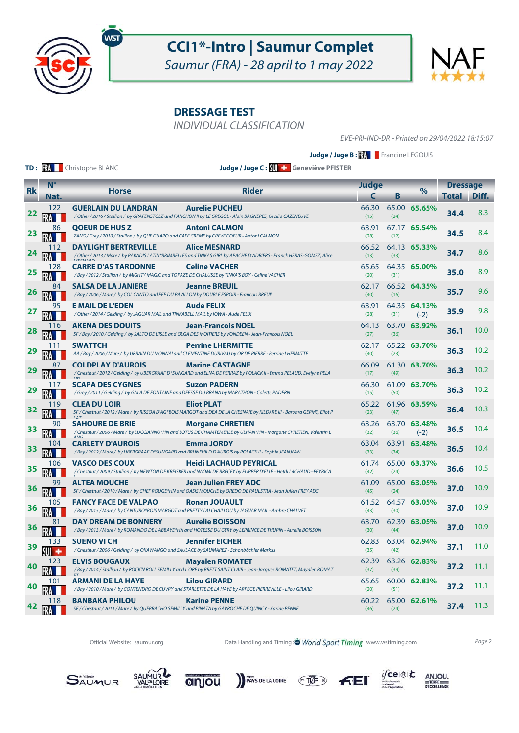# CCI1*-Intro | Saumur Complet

*Saumur (FRA) - 28 april to 1 may 2022*

## DRESSAGE TEST

*INDIVIDUAL CLASSIFICATION*

*EVE-PRI-IND-DR - Printed on 29/04/2022 18:15:07*

**Judge / Juge B :** FRA Francine LEGOUIS

**TD :** FRA Christophe BLANC

**Judge / Juge C :** SUI Geneviève PFISTER

| Rk | N° Nat. | Horse | Rider | Judge C | Judge B | % | Dressage Total | Diff. |
|---|---|---|---|---|---|---|---|---|
| 22 | 122 FRA | **GUERLAIN DU LANDRAN** *| / Other / 2016 / Stallion / by GRAFENSTOLZ and FANCHON II by LE GREGOL - Alain BAGNERES, Cecilia CAZENEUVE* | **Aurelie PUCHEU** | 66.30 (15) | 65.00 (24) | **65.65%** | **34.4** | 8.3 |
| 23 | 86 FRA | **QOEUR DE HUS Z** *ZANG / Grey / 2010 / Stallion / by QUE GUAPO and CAFE CREME by CREVE COEUR - Antoni CALMON* | **Antoni CALMON** | 63.91 (28) | 67.17 (12) | **65.54%** | **34.5** | 8.4 |
| 24 | 112 FRA | **DAYLIGHT BERTREVILLE** */ Other / 2013 / Mare / by PARADIS LATIN*BRIMBELLES and TINKAS GIRL by APACHE D'ADRIERS - Franck HERAS-GOMEZ, Alice MESNARD* | **Alice MESNARD** | 66.52 (13) | 64.13 (33) | **65.33%** | **34.7** | 8.6 |
| 25 | 128 FRA | **CARRE D'AS TARDONNE** */ Bay / 2012 / Stallion / by MIGHTY MAGIC and TOPAZE DE CHALUSSE by TINKA'S BOY - Celine VACHER* | **Celine VACHER** | 65.65 (20) | 64.35 (31) | **65.00%** | **35.0** | 8.9 |
| 26 | 84 FRA | **SALSA DE LA JANIERE** */ Bay / 2006 / Mare / by COL CANTO and FEE DU PAVILLON by DOUBLE ESPOIR - Francois BREUIL* | **Jeanne BREUIL** | 62.17 (40) | 66.52 (16) | **64.35%** | **35.7** | 9.6 |
| 27 | 95 FRA | **E MAIL DE L'EDEN** */ Other / 2014 / Gelding / by JAGUAR MAIL and TINKABELL MAIL by IOWA - Aude FELIX* | **Aude FELIX** | 63.91 (28) | 64.35 (31) | **64.13%** (-2) | **35.9** | 9.8 |
| 28 | 116 FRA | **AKENA DES DOUITS** *SF / Bay / 2010 / Gelding / by SALTO DE L'ISLE and OLGA DES MOITIERS by VONDEEN - Jean-Francois NOEL* | **Jean-Francois NOEL** | 64.13 (27) | 63.70 (36) | **63.92%** | **36.1** | 10.0 |
| 29 | 111 FRA | **SWATTCH** *AA / Bay / 2006 / Mare / by URBAIN DU MONNAI and CLEMENTINE DURIVAU by OR DE PIERRE - Perrine LHERMITTE* | **Perrine LHERMITTE** | 62.17 (40) | 65.22 (23) | **63.70%** | **36.3** | 10.2 |
| 29 | 87 FRA | **COLDPLAY D'AUROIS** */ Chestnut / 2012 / Mare / by UBERGRAAF D*SUNGARD and ELNA DE PERRAZ by POLACK II - Emma PELAUD, Evelyne PELAUD* | **Marine CASTAGNE** | 66.09 (17) | 61.30 (49) | **63.70%** | **36.3** | 10.2 |
| 29 | 117 FRA | **SCAPA DES CYGNES** */ Grey / 2011 / Gelding / by GALA DE FONTAINE and DEESSE DU BRANA by MARATHON - Colette PADERN* | **Suzon PADERN** | 66.30 (15) | 61.09 (50) | **63.70%** | **36.3** | 10.2 |
| 32 | 119 FRA | **CLEA DU LOIR** *SF / Chestnut / 2012 / Mare / by RISSOA D'AG*BOIS MARGOT and DEA DE LA CHESNAIE by KILDARE III - Barbara GERME, Eliot PLAT* | **Eliot PLAT** | 65.22 (23) | 61.96 (47) | **63.59%** | **36.4** | 10.3 |
| 33 | 90 FRA | **SAHOURE DE BRIE** */ Chestnut / 2006 / Mare / by LUCCIANNO*HN and LOTUS DE CHAMTEMERLE by ULHAN*HN - Morgane CHRETIEN, Valentin LANG* | **Morgane CHRETIEN** | 63.26 (32) | 63.70 (36) | **63.48%** (-2) | **36.5** | 10.4 |
| 33 | 104 FRA | **CARLETY D'AUROIS** */ Bay / 2012 / Mare / by UBERGRAAF D*SUNGARD and BRUNEHILD D'AUROIS by POLACK II - Sophie JEANJEAN* | **Emma JORDY** | 63.04 (33) | 63.91 (34) | **63.48%** | **36.5** | 10.4 |
| 35 | 106 FRA | **VASCO DES COUX** */ Chestnut / 2009 / Stallion / by NEWTON DE KREISKER and NAOMI DE BRECEY by FLIPPER D'ELLE - Hetdi LACHAUD--PEYRICA* | **Heidi LACHAUD PEYRICAL** | 61.74 (42) | 65.00 (24) | **63.37%** | **36.6** | 10.5 |
| 36 | 99 FRA | **ALTEA MOUCHE** *SF / Chestnut / 2010 / Mare / by CHEF ROUGE*HN and OASIS MOUCHE by QREDO DE PAULSTRA - Jean Julien FREY ADC* | **Jean Julien FREY ADC** | 61.09 (45) | 65.00 (24) | **63.05%** | **37.0** | 10.9 |
| 36 | 105 FRA | **FANCY FACE DE VALPAO** */ Bay / 2015 / Mare / by CANTURO*BOIS MARGOT and PRETTY DU CHAILLOU by JAGUAR MAIL - Ambre CHALVET* | **Ronan JOUAULT** | 61.52 (43) | 64.57 (30) | **63.05%** | **37.0** | 10.9 |
| 36 | 81 FRA | **DAY DREAM DE BONNERY** */ Bay / 2013 / Mare / by ROMANDO DE L'ABBAYE*HN and HOTESSE DU GERY by LEPRINCE DE THURIN - Aurelie BOISSON* | **Aurelie BOISSON** | 63.70 (30) | 62.39 (44) | **63.05%** | **37.0** | 10.9 |
| 39 | 133 SUI | **SUENO VI CH** */ Chestnut / 2006 / Gelding / by OKAWANGO and SAULACE by SAUMAREZ - Schönbächler Markus* | **Jennifer EICHER** | 62.83 (35) | 63.04 (42) | **62.94%** | **37.1** | 11.0 |
| 40 | 123 FRA | **ELVIS BOUGAUX** */ Bay / 2014 / Stallion / by ROCK'N ROLL SEMILLY and L'ORE by BRETT SAINT CLAIR - Jean-Jacques ROMATET, Mayalen ROMATET* | **Mayalen ROMATET** | 62.39 (37) | 63.26 (39) | **62.83%** | **37.2** | 11.1 |
| 40 | 101 FRA | **ARMANI DE LA HAYE** */ Bay / 2010 / Mare / by CONTENDRO DE CUVRY and STARLETTE DE LA HAYE by ARPEGE PIERREVILLE - Lilou GIRARD* | **Lilou GIRARD** | 65.65 (20) | 60.00 (51) | **62.83%** | **37.2** | 11.1 |
| 42 | 118 FRA | **BANBAKA PHILOU** *SF / Chestnut / 2011 / Mare / by QUEBRACHO SEMILLY and PINATA by GAVROCHE DE QUINCY - Karine PENNE* | **Karine PENNE** | 60.22 (46) | 65.00 (24) | **62.61%** | **37.4** | 11.3 |

Official Website: saumur.org   Data Handling and Timing : World Sport Timing www.wstiming.com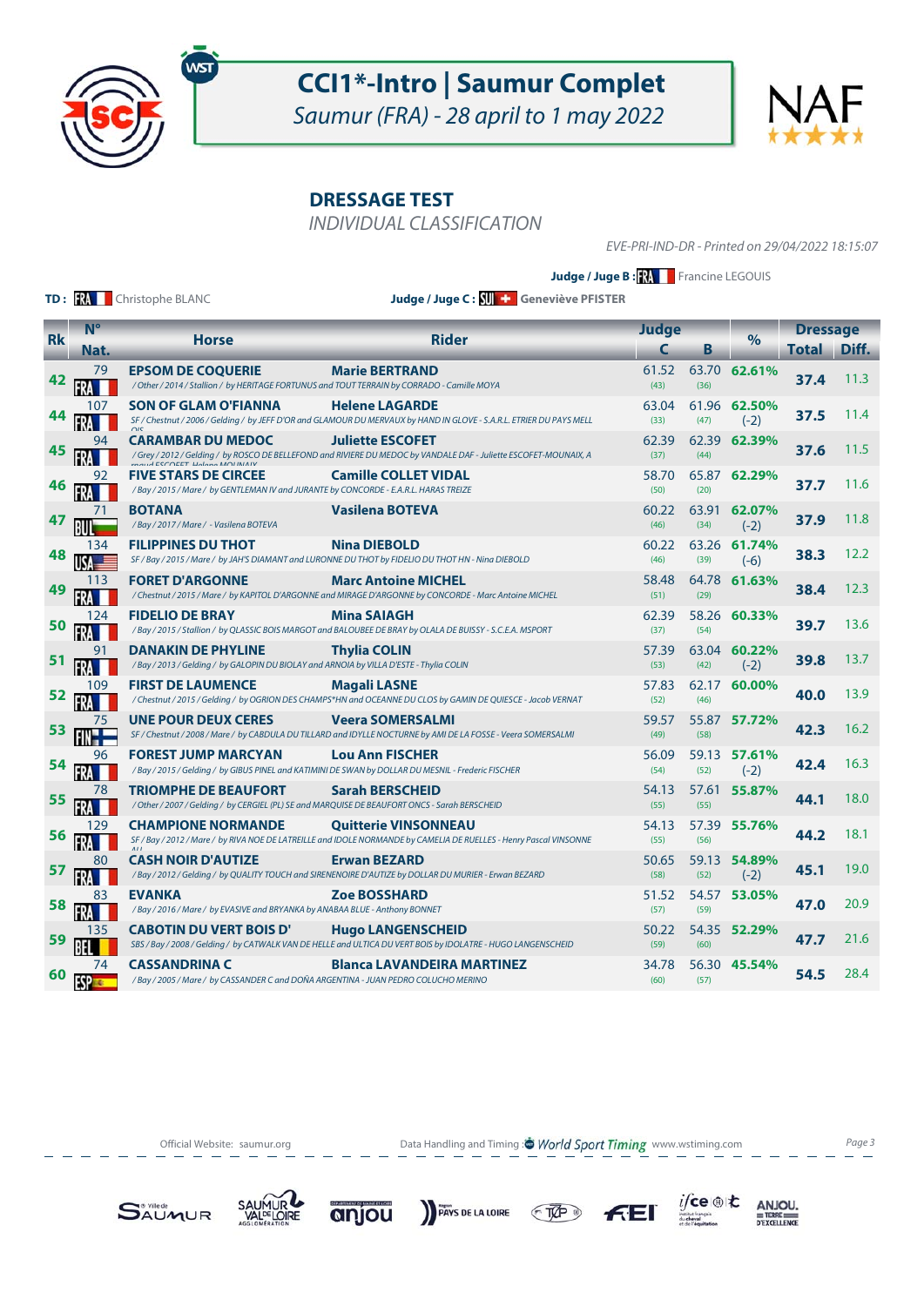# CCI1*-Intro | Saumur Complet

*Saumur (FRA) - 28 april to 1 may 2022*

## DRESSAGE TEST

*INDIVIDUAL CLASSIFICATION*

*EVE-PRI-IND-DR - Printed on 29/04/2022 18:15:07*

**Judge / Juge B :** FRA Francine LEGOUIS

**TD :** FRA Christophe BLANC

**Judge / Juge C :** SUI Geneviève PFISTER

| Rk | N° Nat. | Horse | Rider | Judge C | Judge B | % | Dressage Total | Diff. |
|---|---|---|---|---|---|---|---|---|
| 42 | 79 FRA | **EPSOM DE COQUERIE** *_/ Other / 2014 / Stallion / by HERITAGE FORTUNUS and TOUT TERRAIN by CORRADO - Camille MOYA_* | **Marie BERTRAND** | 61.52 (43) | 63.70 (36) | 62.61% | 37.4 | 11.3 |
| 44 | 107 FRA | **SON OF GLAM O'FIANNA** *SF / Chestnut / 2006 / Gelding / by JEFF D'OR and GLAMOUR DU MERVAUX by HAND IN GLOVE - S.A.R.L. ETRIER DU PAYS MELL OIS* | **Helene LAGARDE** | 63.04 (33) | 61.96 (47) | 62.50% (-2) | 37.5 | 11.4 |
| 45 | 94 FRA | **CARAMBAR DU MEDOC** *_/ Grey / 2012 / Gelding / by ROSCO DE BELLEFOND and RIVIERE DU MEDOC by VANDALE DAF - Juliette ESCOFET-MOUNAIX, A rnaud ESCOFET, Helene MOUNAIX_* | **Juliette ESCOFET** | 62.39 (37) | 62.39 (44) | 62.39% | 37.6 | 11.5 |
| 46 | 92 FRA | **FIVE STARS DE CIRCEE** *_/ Bay / 2015 / Mare / by GENTLEMAN IV and JURANTE by CONCORDE - E.A.R.L. HARAS TREIZE_* | **Camille COLLET VIDAL** | 58.70 (50) | 65.87 (20) | 62.29% | 37.7 | 11.6 |
| 47 | 71 BUL | **BOTANA** *_/ Bay / 2017 / Mare / - Vasilena BOTEVA_* | **Vasilena BOTEVA** | 60.22 (46) | 63.91 (34) | 62.07% (-2) | 37.9 | 11.8 |
| 48 | 134 USA | **FILIPPINES DU THOT** *SF / Bay / 2015 / Mare / by JAH'S DIAMANT and LURONNE DU THOT by FIDELIO DU THOT HN - Nina DIEBOLD* | **Nina DIEBOLD** | 60.22 (46) | 63.26 (39) | 61.74% (-6) | 38.3 | 12.2 |
| 49 | 113 FRA | **FORET D'ARGONNE** *_/ Chestnut / 2015 / Mare / by KAPITOL D'ARGONNE and MIRAGE D'ARGONNE by CONCORDE - Marc Antoine MICHEL_* | **Marc Antoine MICHEL** | 58.48 (51) | 64.78 (29) | 61.63% | 38.4 | 12.3 |
| 50 | 124 FRA | **FIDELIO DE BRAY** *_/ Bay / 2015 / Stallion / by QLASSIC BOIS MARGOT and BALOUBEE DE BRAY by OLALA DE BUISSY - S.C.E.A. MSPORT_* | **Mina SAIAGH** | 62.39 (37) | 58.26 (54) | 60.33% | 39.7 | 13.6 |
| 51 | 91 FRA | **DANAKIN DE PHYLINE** *_/ Bay / 2013 / Gelding / by GALOPIN DU BIOLAY and ARNOIA by VILLA D'ESTE - Thylia COLIN_* | **Thylia COLIN** | 57.39 (53) | 63.04 (42) | 60.22% (-2) | 39.8 | 13.7 |
| 52 | 109 FRA | **FIRST DE LAUMENCE** *_/ Chestnut / 2015 / Gelding / by OGRION DES CHAMPS*HN and OCEANNE DU CLOS by GAMIN DE QUIESCE - Jacob VERNAT_* | **Magali LASNE** | 57.83 (52) | 62.17 (46) | 60.00% | 40.0 | 13.9 |
| 53 | 75 FIN | **UNE POUR DEUX CERES** *SF / Chestnut / 2008 / Mare / by CABDULA DU TILLARD and IDYLLE NOCTURNE by AMI DE LA FOSSE - Veera SOMERSALMI* | **Veera SOMERSALMI** | 59.57 (49) | 55.87 (58) | 57.72% | 42.3 | 16.2 |
| 54 | 96 FRA | **FOREST JUMP MARCYAN** *_/ Bay / 2015 / Gelding / by GIBUS PINEL and KATIMINI DE SWAN by DOLLAR DU MESNIL - Frederic FISCHER_* | **Lou Ann FISCHER** | 56.09 (54) | 59.13 (52) | 57.61% (-2) | 42.4 | 16.3 |
| 55 | 78 FRA | **TRIOMPHE DE BEAUFORT** *_/ Other / 2007 / Gelding / by CERGIEL (PL) SE and MARQUISE DE BEAUFORT ONCS - Sarah BERSCHEID_* | **Sarah BERSCHEID** | 54.13 (55) | 57.61 (55) | 55.87% | 44.1 | 18.0 |
| 56 | 129 FRA | **CHAMPIONE NORMANDE** *SF / Bay / 2012 / Mare / by RIVA NOE DE LATREILLE and IDOLE NORMANDE by CAMELIA DE RUELLES - Henry Pascal VINSONNE AU* | **Quitterie VINSONNEAU** | 54.13 (55) | 57.39 (56) | 55.76% | 44.2 | 18.1 |
| 57 | 80 FRA | **CASH NOIR D'AUTIZE** *_/ Bay / 2012 / Gelding / by QUALITY TOUCH and SIRENENOIRE D'AUTIZE by DOLLAR DU MURIER - Erwan BEZARD_* | **Erwan BEZARD** | 50.65 (58) | 59.13 (52) | 54.89% (-2) | 45.1 | 19.0 |
| 58 | 83 FRA | **EVANKA** *_/ Bay / 2016 / Mare / by EVASIVE and BRYANKA by ANABAA BLUE - Anthony BONNET_* | **Zoe BOSSHARD** | 51.52 (57) | 54.57 (59) | 53.05% | 47.0 | 20.9 |
| 59 | 135 BEL | **CABOTIN DU VERT BOIS D'** *SBS / Bay / 2008 / Gelding / by CATWALK VAN DE HELLE and ULTICA DU VERT BOIS by IDOLATRE - HUGO LANGENSCHEID* | **Hugo LANGENSCHEID** | 50.22 (59) | 54.35 (60) | 52.29% | 47.7 | 21.6 |
| 60 | 74 ESP | **CASSANDRINA C** *_/ Bay / 2005 / Mare / by CASSANDER C and DOÑA ARGENTINA - JUAN PEDRO COLUCHO MERINO_* | **Blanca LAVANDEIRA MARTINEZ** | 34.78 (60) | 56.30 (57) | 45.54% | 54.5 | 28.4 |

Official Website: saumur.org

Data Handling and Timing : World Sport Timing www.wstiming.com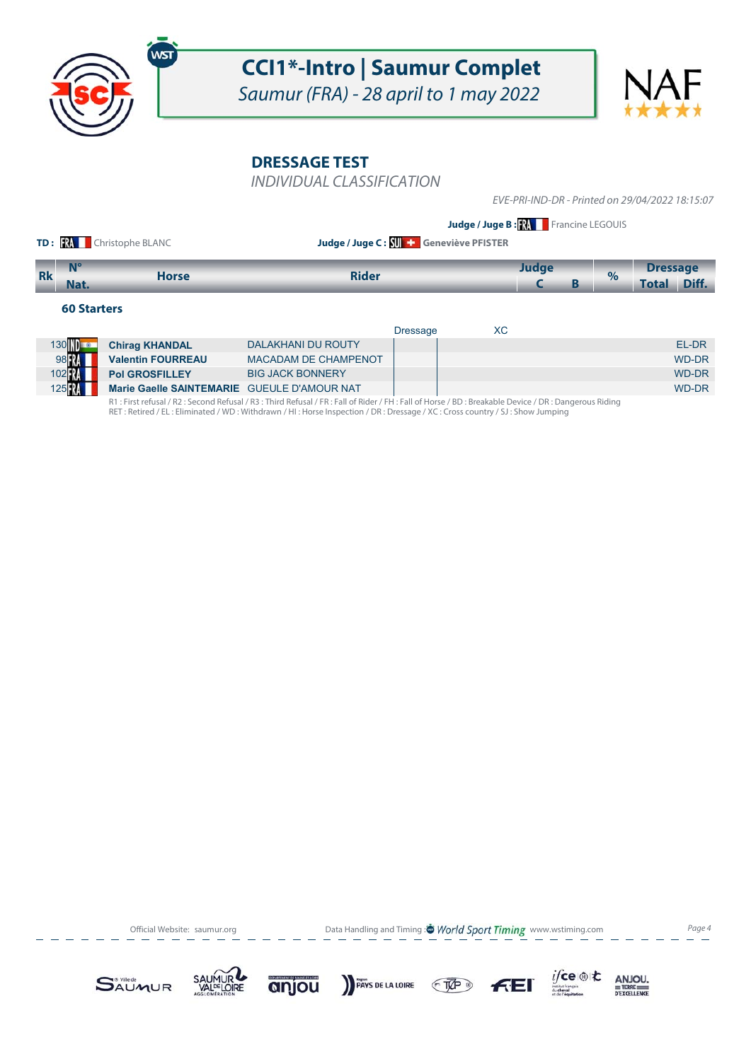# CCI1*-Intro | Saumur Complet

*Saumur (FRA) - 28 april to 1 may 2022*

## DRESSAGE TEST

*INDIVIDUAL CLASSIFICATION*

*EVE-PRI-IND-DR - Printed on 29/04/2022 18:15:07*

**Judge / Juge B :** FRA Francine LEGOUIS

**TD :** FRA Christophe BLANC

**Judge / Juge C :** SUI Geneviève PFISTER

**60 Starters**

| Rk | N° | Nat. | Horse | Rider | Dressage | XC | Judge C | Judge B | % | Dressage Total | Diff. |
|---|---|---|---|---|---|---|---|---|---|---|---|
| | 130 | IND | Chirag KHANDAL | DALAKHANI DU ROUTY | | | | | | EL-DR | |
| | 98 | FRA | Valentin FOURREAU | MACADAM DE CHAMPENOT | | | | | | WD-DR | |
| | 102 | FRA | Pol GROSFILLEY | BIG JACK BONNERY | | | | | | WD-DR | |
| | 125 | FRA | Marie Gaelle SAINTEMARIE | GUEULE D'AMOUR NAT | | | | | | WD-DR | |

R1 : First refusal / R2 : Second Refusal / R3 : Third Refusal / FR : Fall of Rider / FH : Fall of Horse / BD : Breakable Device / DR : Dangerous Riding
RET : Retired / EL : Eliminated / WD : Withdrawn / HI : Horse Inspection / DR : Dressage / XC : Cross country / SJ : Show Jumping

Official Website: saumur.org

Data Handling and Timing : World Sport Timing www.wstiming.com